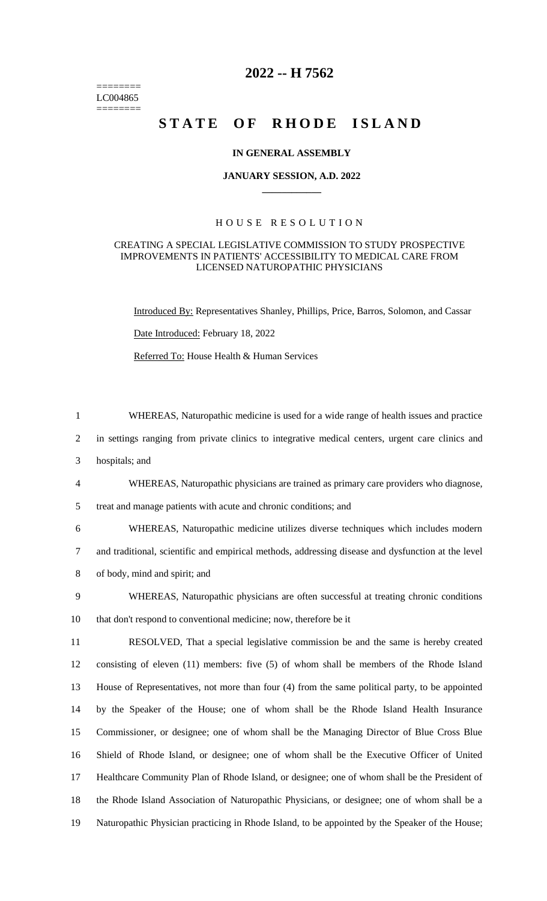========
LC004865
========

# 2022 -- H 7562

# STATE OF RHODE ISLAND

**IN GENERAL ASSEMBLY**

**JANUARY SESSION, A.D. 2022**

____________

HOUSE RESOLUTION

CREATING A SPECIAL LEGISLATIVE COMMISSION TO STUDY PROSPECTIVE IMPROVEMENTS IN PATIENTS' ACCESSIBILITY TO MEDICAL CARE FROM LICENSED NATUROPATHIC PHYSICIANS

Introduced By: Representatives Shanley, Phillips, Price, Barros, Solomon, and Cassar

Date Introduced: February 18, 2022

Referred To: House Health & Human Services

WHEREAS, Naturopathic medicine is used for a wide range of health issues and practice in settings ranging from private clinics to integrative medical centers, urgent care clinics and hospitals; and

WHEREAS, Naturopathic physicians are trained as primary care providers who diagnose, treat and manage patients with acute and chronic conditions; and

WHEREAS, Naturopathic medicine utilizes diverse techniques which includes modern and traditional, scientific and empirical methods, addressing disease and dysfunction at the level of body, mind and spirit; and

WHEREAS, Naturopathic physicians are often successful at treating chronic conditions that don't respond to conventional medicine; now, therefore be it

RESOLVED, That a special legislative commission be and the same is hereby created consisting of eleven (11) members: five (5) of whom shall be members of the Rhode Island House of Representatives, not more than four (4) from the same political party, to be appointed by the Speaker of the House; one of whom shall be the Rhode Island Health Insurance Commissioner, or designee; one of whom shall be the Managing Director of Blue Cross Blue Shield of Rhode Island, or designee; one of whom shall be the Executive Officer of United Healthcare Community Plan of Rhode Island, or designee; one of whom shall be the President of the Rhode Island Association of Naturopathic Physicians, or designee; one of whom shall be a Naturopathic Physician practicing in Rhode Island, to be appointed by the Speaker of the House;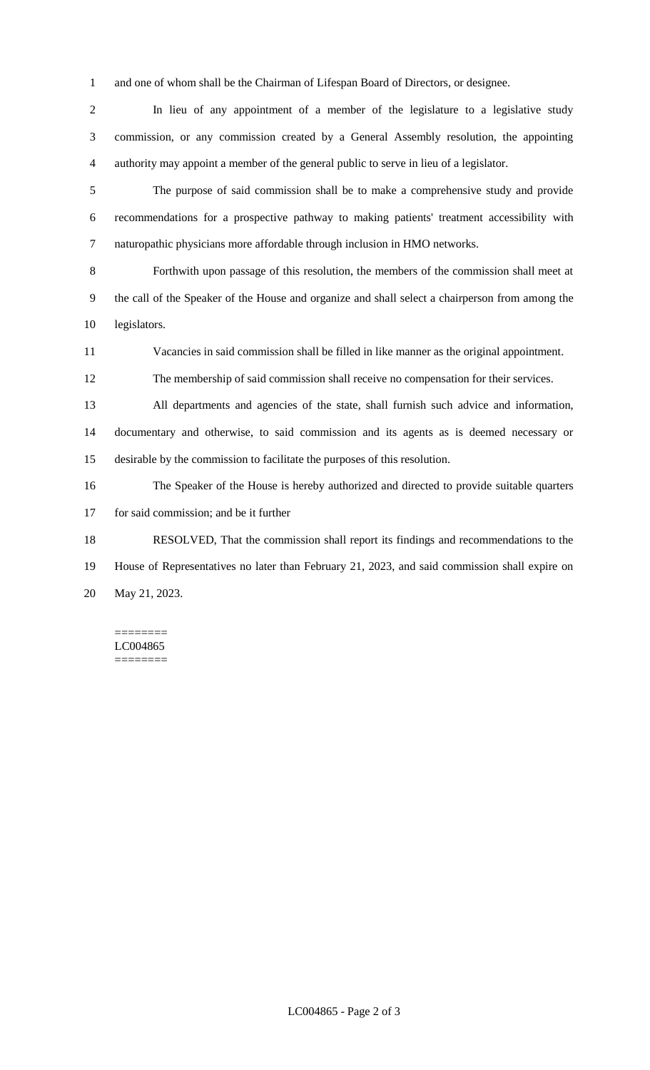and one of whom shall be the Chairman of Lifespan Board of Directors, or designee.

In lieu of any appointment of a member of the legislature to a legislative study commission, or any commission created by a General Assembly resolution, the appointing authority may appoint a member of the general public to serve in lieu of a legislator.

The purpose of said commission shall be to make a comprehensive study and provide recommendations for a prospective pathway to making patients' treatment accessibility with naturopathic physicians more affordable through inclusion in HMO networks.

Forthwith upon passage of this resolution, the members of the commission shall meet at the call of the Speaker of the House and organize and shall select a chairperson from among the legislators.

Vacancies in said commission shall be filled in like manner as the original appointment.

The membership of said commission shall receive no compensation for their services.

All departments and agencies of the state, shall furnish such advice and information, documentary and otherwise, to said commission and its agents as is deemed necessary or desirable by the commission to facilitate the purposes of this resolution.

The Speaker of the House is hereby authorized and directed to provide suitable quarters for said commission; and be it further

RESOLVED, That the commission shall report its findings and recommendations to the House of Representatives no later than February 21, 2023, and said commission shall expire on May 21, 2023.

========
LC004865
========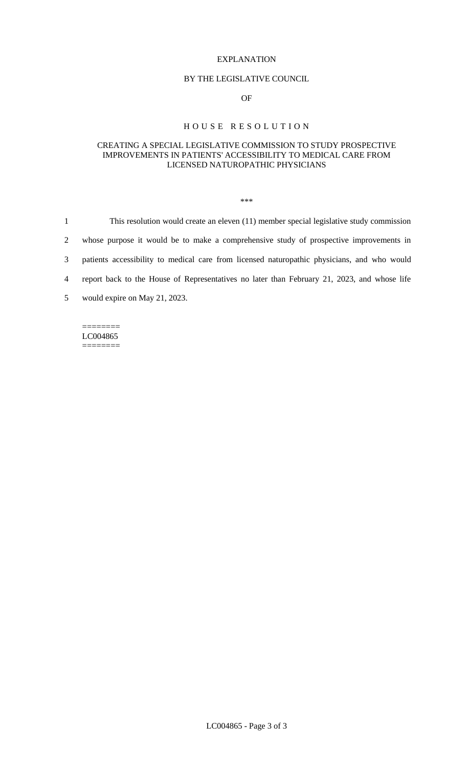EXPLANATION

BY THE LEGISLATIVE COUNCIL

OF

# HOUSE RESOLUTION

CREATING A SPECIAL LEGISLATIVE COMMISSION TO STUDY PROSPECTIVE IMPROVEMENTS IN PATIENTS' ACCESSIBILITY TO MEDICAL CARE FROM LICENSED NATUROPATHIC PHYSICIANS

\*\*\*

1 This resolution would create an eleven (11) member special legislative study commission
2 whose purpose it would be to make a comprehensive study of prospective improvements in
3 patients accessibility to medical care from licensed naturopathic physicians, and who would
4 report back to the House of Representatives no later than February 21, 2023, and whose life
5 would expire on May 21, 2023.

========
LC004865
========